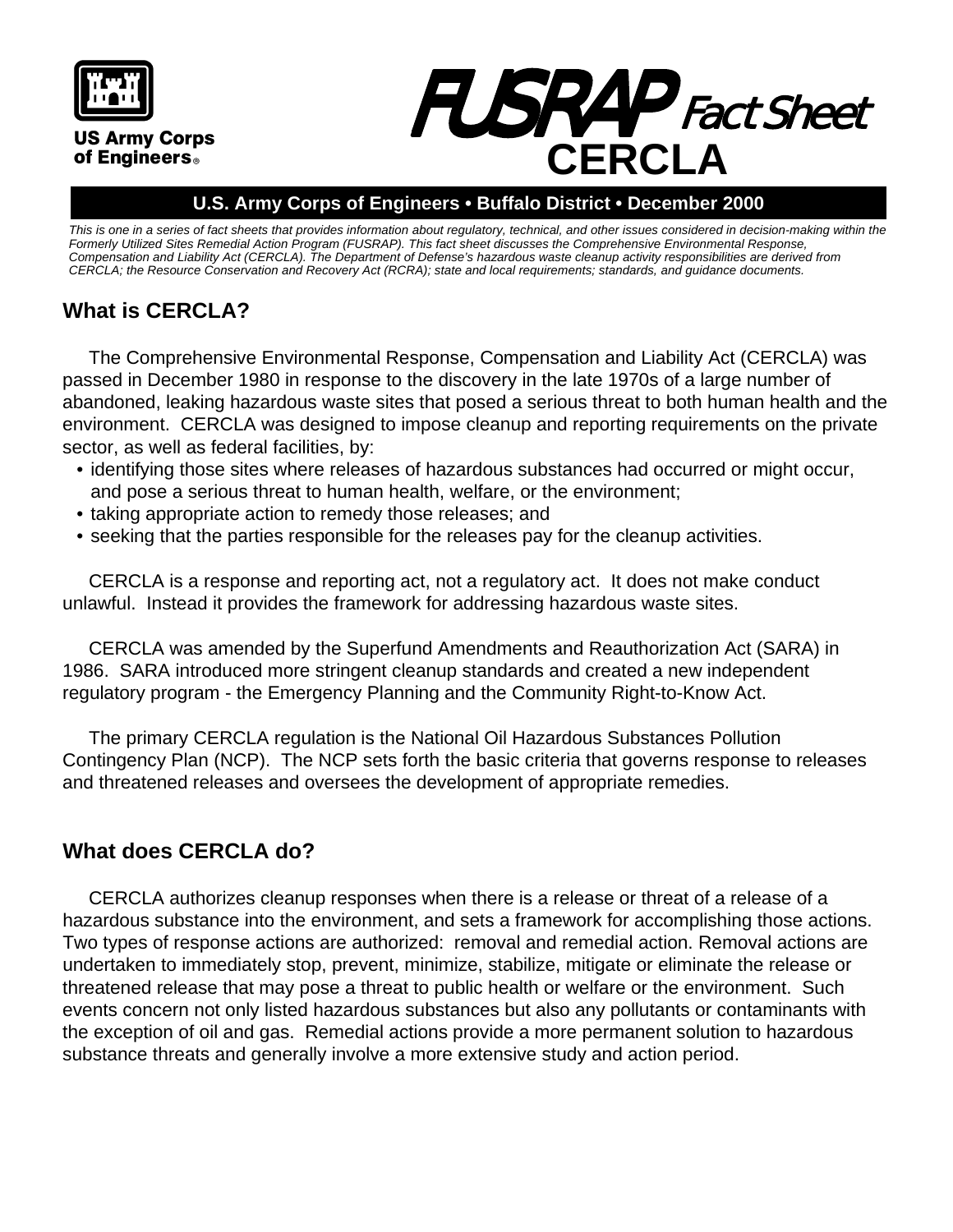US Army Corps of Engineers®

# FUSRAP Fact Sheet
# CERCLA

**U.S. Army Corps of Engineers • Buffalo District • December 2000**

*This is one in a series of fact sheets that provides information about regulatory, technical, and other issues considered in decision-making within the Formerly Utilized Sites Remedial Action Program (FUSRAP). This fact sheet discusses the Comprehensive Environmental Response, Compensation and Liability Act (CERCLA). The Department of Defense's hazardous waste cleanup activity responsibilities are derived from CERCLA; the Resource Conservation and Recovery Act (RCRA); state and local requirements; standards, and guidance documents.*

## What is CERCLA?

The Comprehensive Environmental Response, Compensation and Liability Act (CERCLA) was passed in December 1980 in response to the discovery in the late 1970s of a large number of abandoned, leaking hazardous waste sites that posed a serious threat to both human health and the environment. CERCLA was designed to impose cleanup and reporting requirements on the private sector, as well as federal facilities, by:

- identifying those sites where releases of hazardous substances had occurred or might occur, and pose a serious threat to human health, welfare, or the environment;
- taking appropriate action to remedy those releases; and
- seeking that the parties responsible for the releases pay for the cleanup activities.

CERCLA is a response and reporting act, not a regulatory act. It does not make conduct unlawful. Instead it provides the framework for addressing hazardous waste sites.

CERCLA was amended by the Superfund Amendments and Reauthorization Act (SARA) in 1986. SARA introduced more stringent cleanup standards and created a new independent regulatory program - the Emergency Planning and the Community Right-to-Know Act.

The primary CERCLA regulation is the National Oil Hazardous Substances Pollution Contingency Plan (NCP). The NCP sets forth the basic criteria that governs response to releases and threatened releases and oversees the development of appropriate remedies.

## What does CERCLA do?

CERCLA authorizes cleanup responses when there is a release or threat of a release of a hazardous substance into the environment, and sets a framework for accomplishing those actions. Two types of response actions are authorized: removal and remedial action. Removal actions are undertaken to immediately stop, prevent, minimize, stabilize, mitigate or eliminate the release or threatened release that may pose a threat to public health or welfare or the environment. Such events concern not only listed hazardous substances but also any pollutants or contaminants with the exception of oil and gas. Remedial actions provide a more permanent solution to hazardous substance threats and generally involve a more extensive study and action period.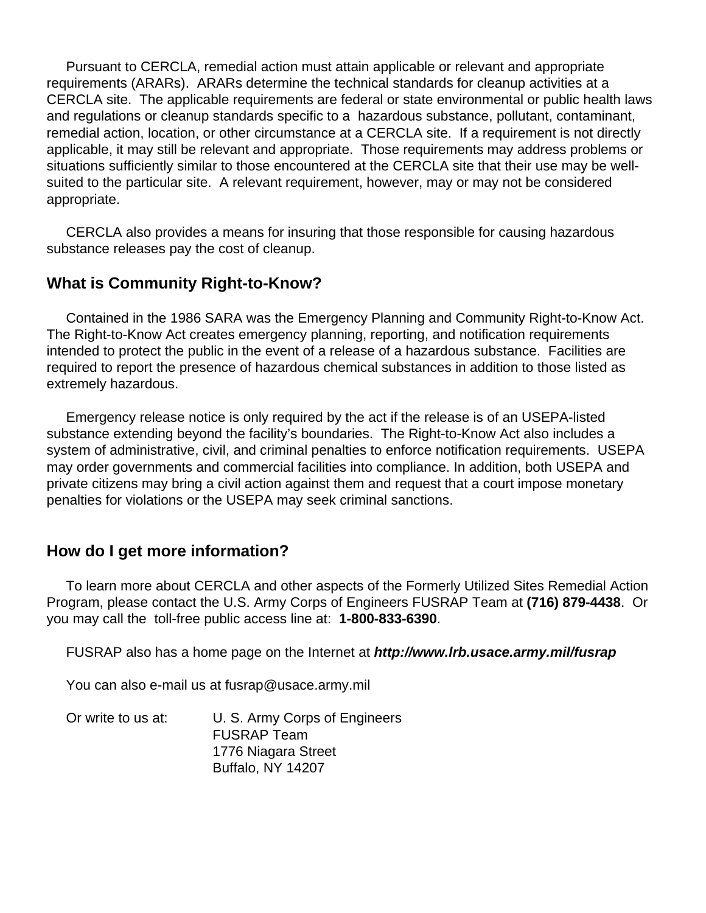Pursuant to CERCLA, remedial action must attain applicable or relevant and appropriate requirements (ARARs). ARARs determine the technical standards for cleanup activities at a CERCLA site. The applicable requirements are federal or state environmental or public health laws and regulations or cleanup standards specific to a hazardous substance, pollutant, contaminant, remedial action, location, or other circumstance at a CERCLA site. If a requirement is not directly applicable, it may still be relevant and appropriate. Those requirements may address problems or situations sufficiently similar to those encountered at the CERCLA site that their use may be well-suited to the particular site. A relevant requirement, however, may or may not be considered appropriate.

CERCLA also provides a means for insuring that those responsible for causing hazardous substance releases pay the cost of cleanup.

## What is Community Right-to-Know?

Contained in the 1986 SARA was the Emergency Planning and Community Right-to-Know Act. The Right-to-Know Act creates emergency planning, reporting, and notification requirements intended to protect the public in the event of a release of a hazardous substance. Facilities are required to report the presence of hazardous chemical substances in addition to those listed as extremely hazardous.

Emergency release notice is only required by the act if the release is of an USEPA-listed substance extending beyond the facility's boundaries. The Right-to-Know Act also includes a system of administrative, civil, and criminal penalties to enforce notification requirements. USEPA may order governments and commercial facilities into compliance. In addition, both USEPA and private citizens may bring a civil action against them and request that a court impose monetary penalties for violations or the USEPA may seek criminal sanctions.

## How do I get more information?

To learn more about CERCLA and other aspects of the Formerly Utilized Sites Remedial Action Program, please contact the U.S. Army Corps of Engineers FUSRAP Team at **(716) 879-4438**. Or you may call the toll-free public access line at: **1-800-833-6390**.

FUSRAP also has a home page on the Internet at ***http://www.lrb.usace.army.mil/fusrap***

You can also e-mail us at fusrap@usace.army.mil

Or write to us at:

U. S. Army Corps of Engineers
FUSRAP Team
1776 Niagara Street
Buffalo, NY 14207